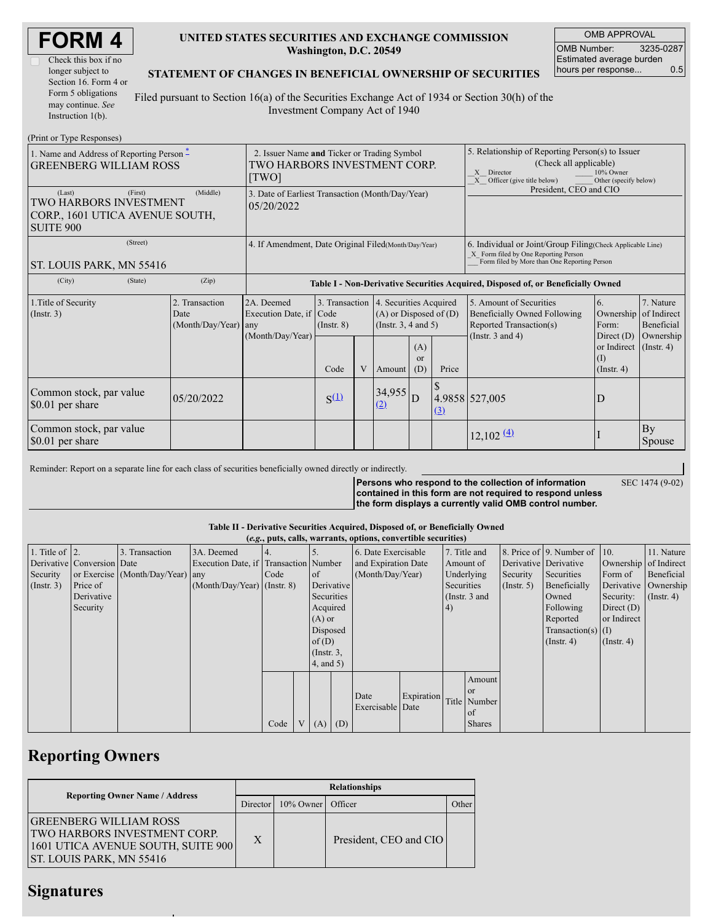# FORM 4

☐ Check this box if no longer subject to Section 16. Form 4 or Form 5 obligations may continue. *See* Instruction 1(b).

**UNITED STATES SECURITIES AND EXCHANGE COMMISSION**
**Washington, D.C. 20549**

**STATEMENT OF CHANGES IN BENEFICIAL OWNERSHIP OF SECURITIES**

Filed pursuant to Section 16(a) of the Securities Exchange Act of 1934 or Section 30(h) of the Investment Company Act of 1940

| OMB APPROVAL | |
|---|---|
| OMB Number: | 3235-0287 |
| Estimated average burden hours per response... | 0.5 |

(Print or Type Responses)

| 1. Name and Address of Reporting Person * | 2. Issuer Name **and** Ticker or Trading Symbol | 5. Relationship of Reporting Person(s) to Issuer (Check all applicable) |
|---|---|---|
| GREENBERG WILLIAM ROSS | TWO HARBORS INVESTMENT CORP. [TWO] | _X_ Director ___ 10% Owner _X_ Officer (give title below) ___ Other (specify below) President, CEO and CIO |
| (Last) (First) (Middle) TWO HARBORS INVESTMENT CORP., 1601 UTICA AVENUE SOUTH, SUITE 900 | 3. Date of Earliest Transaction (Month/Day/Year) 05/20/2022 | |
| (Street) ST. LOUIS PARK, MN 55416 | 4. If Amendment, Date Original Filed(Month/Day/Year) | 6. Individual or Joint/Group Filing(Check Applicable Line) _X_ Form filed by One Reporting Person ___ Form filed by More than One Reporting Person |
| (City) (State) (Zip) | | |

**Table I - Non-Derivative Securities Acquired, Disposed of, or Beneficially Owned**

| 1.Title of Security (Instr. 3) | 2. Transaction Date (Month/Day/Year) | 2A. Deemed Execution Date, if any (Month/Day/Year) | 3. Transaction Code (Instr. 8) | | 4. Securities Acquired (A) or Disposed of (D) (Instr. 3, 4 and 5) | | | 5. Amount of Securities Beneficially Owned Following Reported Transaction(s) (Instr. 3 and 4) | 6. Ownership Form: Direct (D) or Indirect (I) (Instr. 4) | 7. Nature of Indirect Beneficial Ownership (Instr. 4) |
|---|---|---|---|---|---|---|---|---|---|---|
| | | | Code | V | Amount | (A) or (D) | Price | | | |
| Common stock, par value $0.01 per share | 05/20/2022 | | S (1) | | 34,955 (2) | D | $ 4.9858 (3) | 527,005 | D | |
| Common stock, par value $0.01 per share | | | | | | | | 12,102 (4) | I | By Spouse |

Reminder: Report on a separate line for each class of securities beneficially owned directly or indirectly.

**Persons who respond to the collection of information contained in this form are not required to respond unless the form displays a currently valid OMB control number.**

SEC 1474 (9-02)

**Table II - Derivative Securities Acquired, Disposed of, or Beneficially Owned**
***(e.g., puts, calls, warrants, options, convertible securities)***

| 1. Title of Derivative Security (Instr. 3) | 2. Conversion or Exercise Price of Derivative Security | 3. Transaction Date (Month/Day/Year) | 3A. Deemed Execution Date, if any (Month/Day/Year) | 4. Transaction Code (Instr. 8) | | 5. Number of Derivative Securities Acquired (A) or Disposed of (D) (Instr. 3, 4, and 5) | | 6. Date Exercisable and Expiration Date (Month/Day/Year) | | 7. Title and Amount of Underlying Securities (Instr. 3 and 4) | | 8. Price of Derivative Security (Instr. 5) | 9. Number of Derivative Securities Beneficially Owned Following Reported Transaction(s) (Instr. 4) | 10. Ownership Form of Derivative Security: Direct (D) or Indirect (I) (Instr. 4) | 11. Nature of Indirect Beneficial Ownership (Instr. 4) |
|---|---|---|---|---|---|---|---|---|---|---|---|---|---|---|---|
| | | | | Code | V | (A) | (D) | Date Exercisable | Expiration Date | Title | Amount or Number of Shares | | | | |

## Reporting Owners

| Reporting Owner Name / Address | Relationships | | | |
|---|---|---|---|---|
| | Director | 10% Owner | Officer | Other |
| GREENBERG WILLIAM ROSS TWO HARBORS INVESTMENT CORP. 1601 UTICA AVENUE SOUTH, SUITE 900 ST. LOUIS PARK, MN 55416 | X | | President, CEO and CIO | |

## Signatures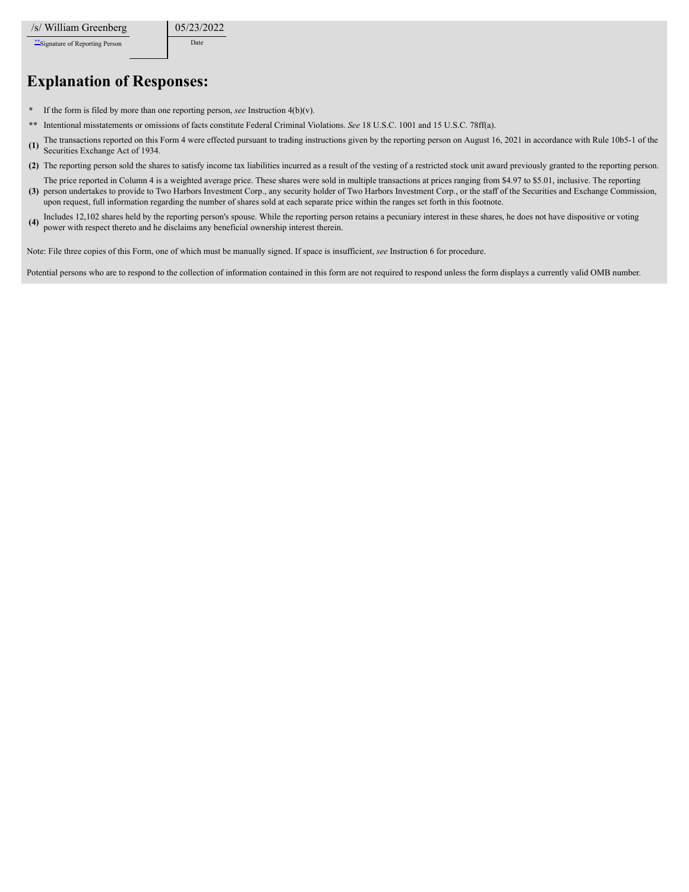| /s/ William Greenberg | 05/23/2022 |
| --- | --- |
| **Signature of Reporting Person | Date |

## Explanation of Responses:

\* If the form is filed by more than one reporting person, *see* Instruction 4(b)(v).

** Intentional misstatements or omissions of facts constitute Federal Criminal Violations. *See* 18 U.S.C. 1001 and 15 U.S.C. 78ff(a).

**(1)** The transactions reported on this Form 4 were effected pursuant to trading instructions given by the reporting person on August 16, 2021 in accordance with Rule 10b5-1 of the Securities Exchange Act of 1934.

**(2)** The reporting person sold the shares to satisfy income tax liabilities incurred as a result of the vesting of a restricted stock unit award previously granted to the reporting person.

**(3)** The price reported in Column 4 is a weighted average price. These shares were sold in multiple transactions at prices ranging from $4.97 to $5.01, inclusive. The reporting person undertakes to provide to Two Harbors Investment Corp., any security holder of Two Harbors Investment Corp., or the staff of the Securities and Exchange Commission, upon request, full information regarding the number of shares sold at each separate price within the ranges set forth in this footnote.

**(4)** Includes 12,102 shares held by the reporting person's spouse. While the reporting person retains a pecuniary interest in these shares, he does not have dispositive or voting power with respect thereto and he disclaims any beneficial ownership interest therein.

Note: File three copies of this Form, one of which must be manually signed. If space is insufficient, *see* Instruction 6 for procedure.

Potential persons who are to respond to the collection of information contained in this form are not required to respond unless the form displays a currently valid OMB number.